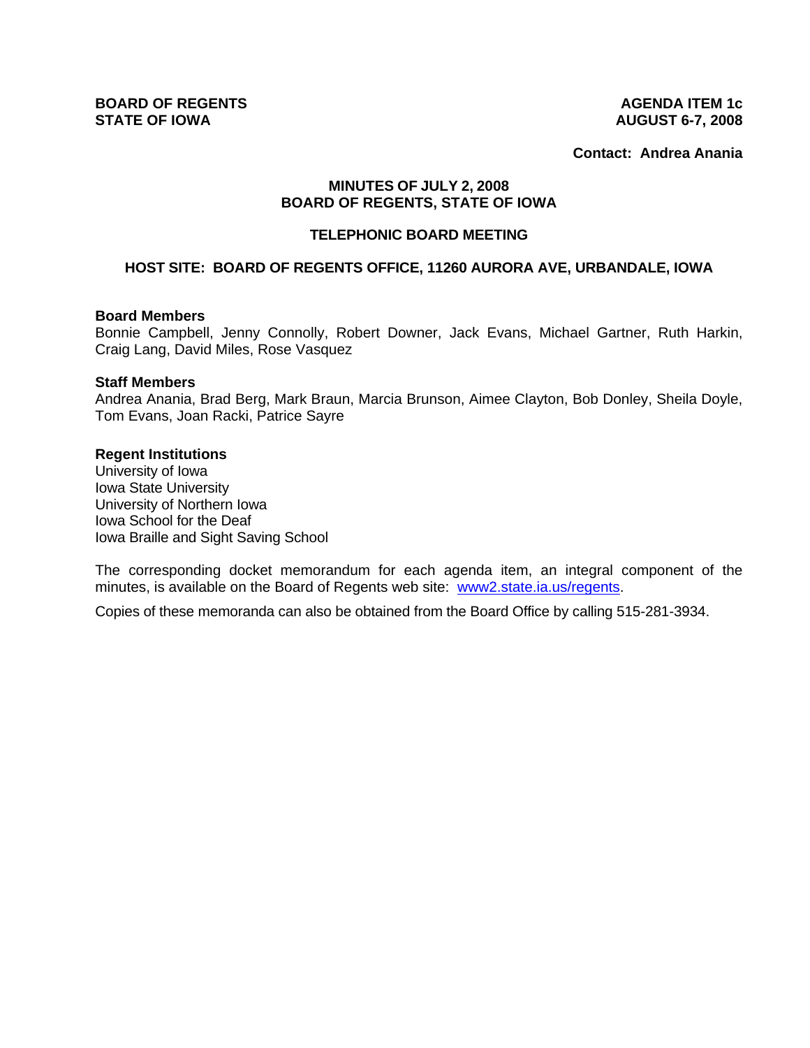**BOARD OF REGENTS**
**STATE OF IOWA**

**AGENDA ITEM 1c**
**AUGUST 6-7, 2008**

**Contact: Andrea Anania**

## MINUTES OF JULY 2, 2008
## BOARD OF REGENTS, STATE OF IOWA

### TELEPHONIC BOARD MEETING

### HOST SITE: BOARD OF REGENTS OFFICE, 11260 AURORA AVE, URBANDALE, IOWA

**Board Members**
Bonnie Campbell, Jenny Connolly, Robert Downer, Jack Evans, Michael Gartner, Ruth Harkin, Craig Lang, David Miles, Rose Vasquez

**Staff Members**
Andrea Anania, Brad Berg, Mark Braun, Marcia Brunson, Aimee Clayton, Bob Donley, Sheila Doyle, Tom Evans, Joan Racki, Patrice Sayre

**Regent Institutions**
University of Iowa
Iowa State University
University of Northern Iowa
Iowa School for the Deaf
Iowa Braille and Sight Saving School

The corresponding docket memorandum for each agenda item, an integral component of the minutes, is available on the Board of Regents web site: www2.state.ia.us/regents.

Copies of these memoranda can also be obtained from the Board Office by calling 515-281-3934.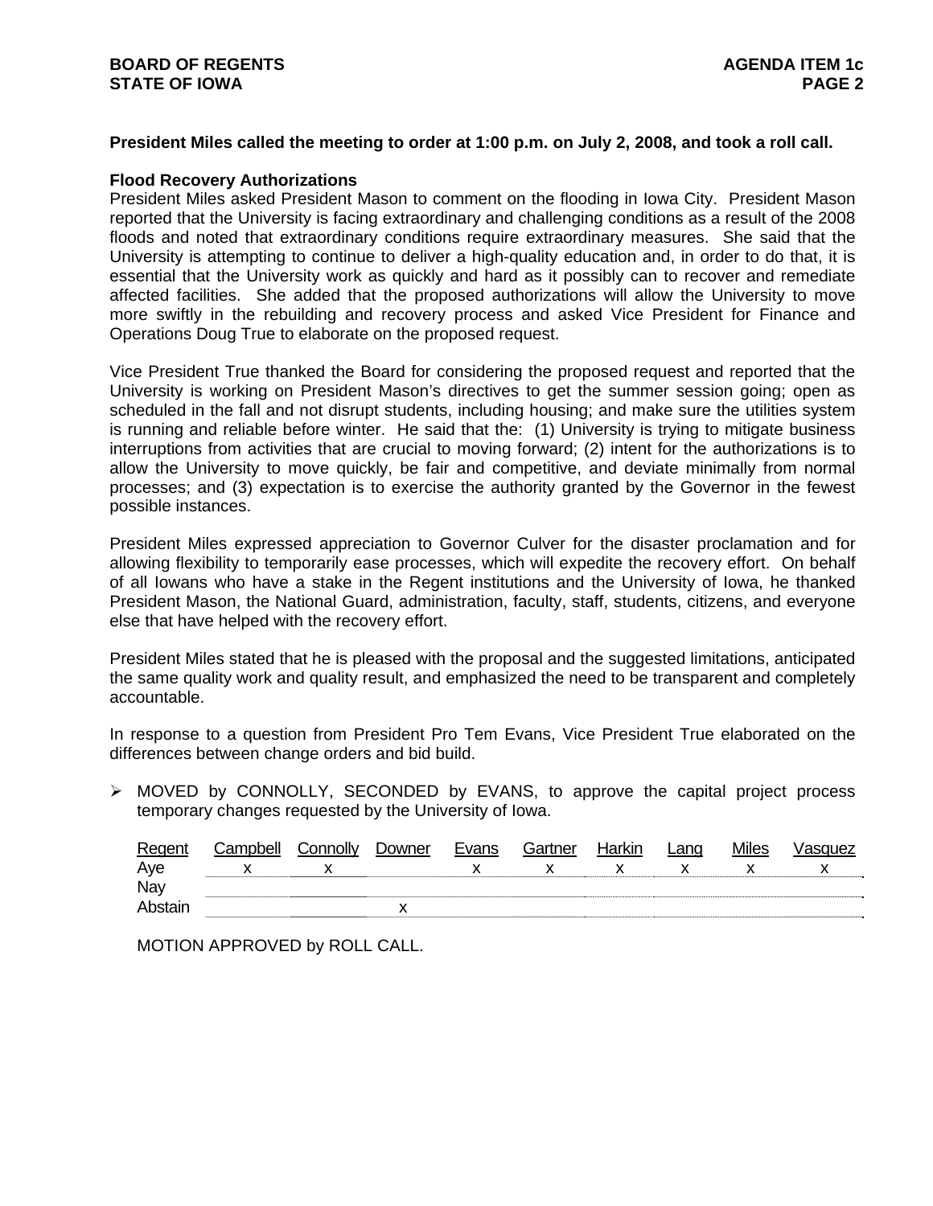**President Miles called the meeting to order at 1:00 p.m. on July 2, 2008, and took a roll call.**

**Flood Recovery Authorizations**

President Miles asked President Mason to comment on the flooding in Iowa City. President Mason reported that the University is facing extraordinary and challenging conditions as a result of the 2008 floods and noted that extraordinary conditions require extraordinary measures. She said that the University is attempting to continue to deliver a high-quality education and, in order to do that, it is essential that the University work as quickly and hard as it possibly can to recover and remediate affected facilities. She added that the proposed authorizations will allow the University to move more swiftly in the rebuilding and recovery process and asked Vice President for Finance and Operations Doug True to elaborate on the proposed request.

Vice President True thanked the Board for considering the proposed request and reported that the University is working on President Mason's directives to get the summer session going; open as scheduled in the fall and not disrupt students, including housing; and make sure the utilities system is running and reliable before winter. He said that the: (1) University is trying to mitigate business interruptions from activities that are crucial to moving forward; (2) intent for the authorizations is to allow the University to move quickly, be fair and competitive, and deviate minimally from normal processes; and (3) expectation is to exercise the authority granted by the Governor in the fewest possible instances.

President Miles expressed appreciation to Governor Culver for the disaster proclamation and for allowing flexibility to temporarily ease processes, which will expedite the recovery effort. On behalf of all Iowans who have a stake in the Regent institutions and the University of Iowa, he thanked President Mason, the National Guard, administration, faculty, staff, students, citizens, and everyone else that have helped with the recovery effort.

President Miles stated that he is pleased with the proposal and the suggested limitations, anticipated the same quality work and quality result, and emphasized the need to be transparent and completely accountable.

In response to a question from President Pro Tem Evans, Vice President True elaborated on the differences between change orders and bid build.

- MOVED by CONNOLLY, SECONDED by EVANS, to approve the capital project process temporary changes requested by the University of Iowa.

| Regent | Campbell | Connolly | Downer | Evans | Gartner | Harkin | Lang | Miles | Vasquez |
|---|---|---|---|---|---|---|---|---|---|
| Aye | x | x | | x | x | x | x | x | x |
| Nay | | | | | | | | | |
| Abstain | | | x | | | | | | |

MOTION APPROVED by ROLL CALL.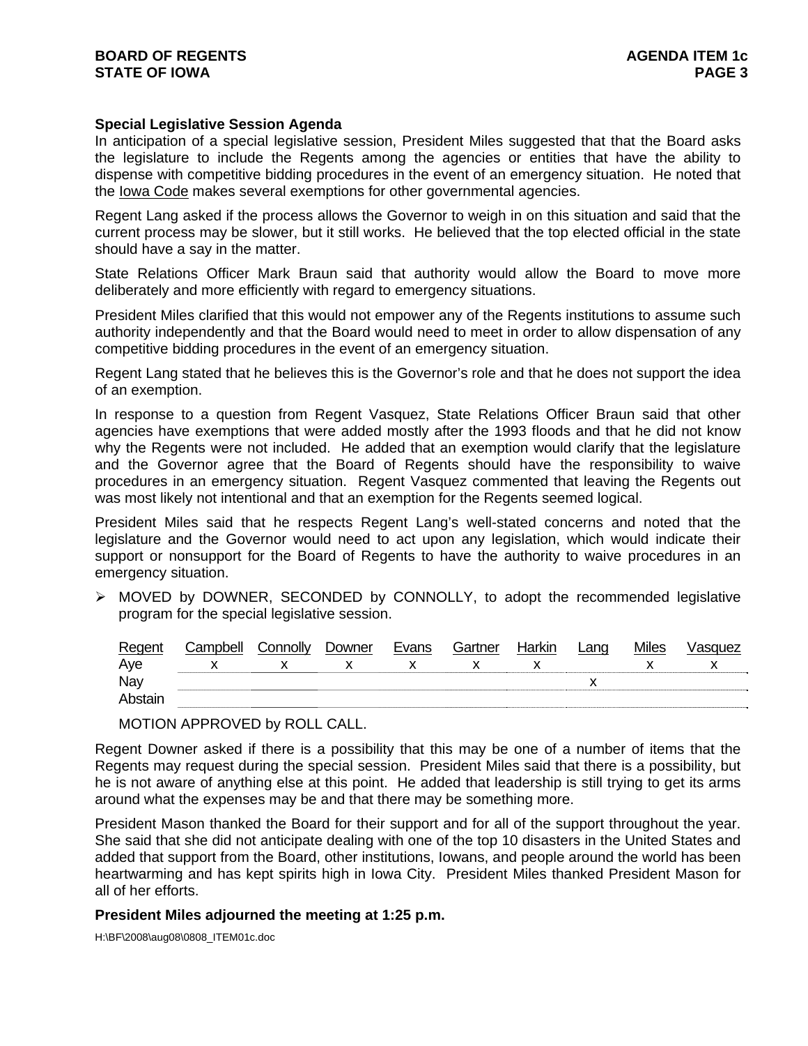**Special Legislative Session Agenda**

In anticipation of a special legislative session, President Miles suggested that that the Board asks the legislature to include the Regents among the agencies or entities that have the ability to dispense with competitive bidding procedures in the event of an emergency situation. He noted that the Iowa Code makes several exemptions for other governmental agencies.

Regent Lang asked if the process allows the Governor to weigh in on this situation and said that the current process may be slower, but it still works. He believed that the top elected official in the state should have a say in the matter.

State Relations Officer Mark Braun said that authority would allow the Board to move more deliberately and more efficiently with regard to emergency situations.

President Miles clarified that this would not empower any of the Regents institutions to assume such authority independently and that the Board would need to meet in order to allow dispensation of any competitive bidding procedures in the event of an emergency situation.

Regent Lang stated that he believes this is the Governor's role and that he does not support the idea of an exemption.

In response to a question from Regent Vasquez, State Relations Officer Braun said that other agencies have exemptions that were added mostly after the 1993 floods and that he did not know why the Regents were not included. He added that an exemption would clarify that the legislature and the Governor agree that the Board of Regents should have the responsibility to waive procedures in an emergency situation. Regent Vasquez commented that leaving the Regents out was most likely not intentional and that an exemption for the Regents seemed logical.

President Miles said that he respects Regent Lang's well-stated concerns and noted that the legislature and the Governor would need to act upon any legislation, which would indicate their support or nonsupport for the Board of Regents to have the authority to waive procedures in an emergency situation.

- MOVED by DOWNER, SECONDED by CONNOLLY, to adopt the recommended legislative program for the special legislative session.

| Regent | Campbell | Connolly | Downer | Evans | Gartner | Harkin | Lang | Miles | Vasquez |
|---|---|---|---|---|---|---|---|---|---|
| Aye | x | x | x | x | x | x | | x | x |
| Nay | | | | | | | x | | |
| Abstain | | | | | | | | | |

MOTION APPROVED by ROLL CALL.

Regent Downer asked if there is a possibility that this may be one of a number of items that the Regents may request during the special session. President Miles said that there is a possibility, but he is not aware of anything else at this point. He added that leadership is still trying to get its arms around what the expenses may be and that there may be something more.

President Mason thanked the Board for their support and for all of the support throughout the year. She said that she did not anticipate dealing with one of the top 10 disasters in the United States and added that support from the Board, other institutions, Iowans, and people around the world has been heartwarming and has kept spirits high in Iowa City. President Miles thanked President Mason for all of her efforts.

**President Miles adjourned the meeting at 1:25 p.m.**

H:\BF\2008\aug08\0808_ITEM01c.doc